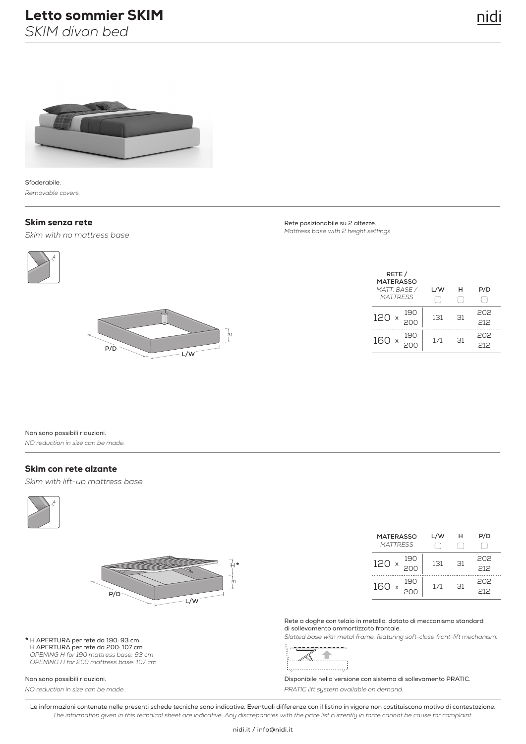# Letto sommier SKIM

*SKIM divan bed*

Sfoderabile.

*Removable covers.*

## Skim senza rete

*Skim with no mattress base*

Rete posizionabile su 2 altezze.

*Mattress base with 2 height settings.*

| RETE / MATERASSO *MATT. BASE / MATTRESS* | L/W | H | P/D |
|---|---|---|---|
| 120 x 190 | 131 | 31 | 202 |
| 120 x 200 | 131 | 31 | 212 |
| 160 x 190 | 171 | 31 | 202 |
| 160 x 200 | 171 | 31 | 212 |

Non sono possibili riduzioni.

*NO reduction in size can be made.*

## Skim con rete alzante

*Skim with lift-up mattress base*

| MATERASSO *MATTRESS* | L/W | H | P/D |
|---|---|---|---|
| 120 x 190 | 131 | 31 | 202 |
| 120 x 200 | 131 | 31 | 212 |
| 160 x 190 | 171 | 31 | 202 |
| 160 x 200 | 171 | 31 | 212 |

\* H APERTURA per rete da 190: 93 cm
H APERTURA per rete da 200: 107 cm
*OPENING H for 190 mattress base: 93 cm*
*OPENING H for 200 mattress base: 107 cm*

Rete a doghe con telaio in metallo, dotato di meccanismo standard di sollevamento ammortizzato frontale.

*Slatted base with metal frame, featuring soft-close front-lift mechanism.*

Non sono possibili riduzioni.

*NO reduction in size can be made.*

Disponibile nella versione con sistema di sollevamento PRATIC.

*PRATIC lift system available on demand.*

Le informazioni contenute nelle presenti schede tecniche sono indicative. Eventuali differenze con il listino in vigore non costituiscono motivo di contestazione.

*The information given in this technical sheet are indicative. Any discrepancies with the price list currently in force cannot be cause for complaint.*

nidi.it / info@nidi.it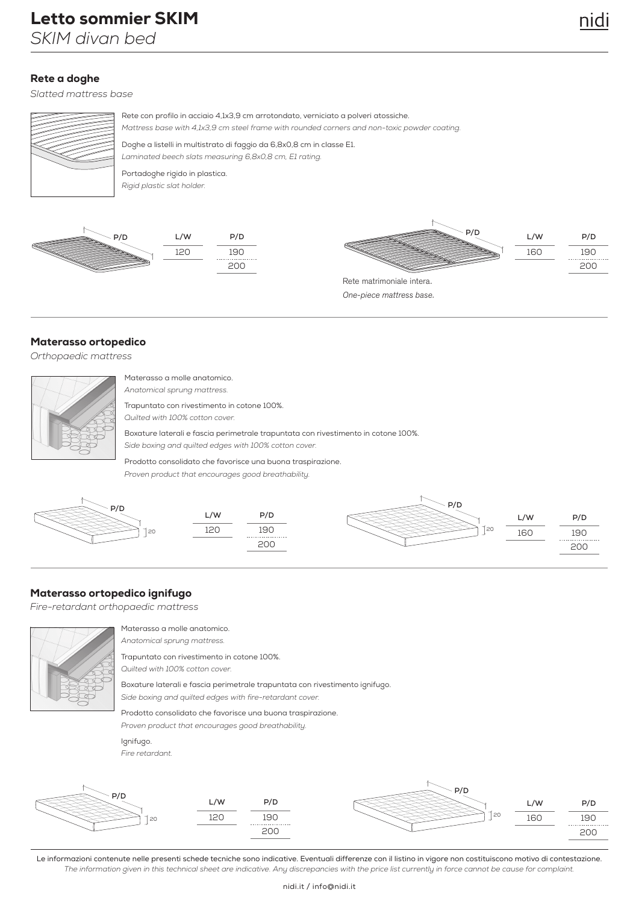# Letto sommier SKIM
*SKIM divan bed*

## Rete a doghe
*Slatted mattress base*

Rete con profilo in acciaio 4,1x3,9 cm arrotondato, verniciato a polveri atossiche.
*Mattress base with 4,1x3,9 cm steel frame with rounded corners and non-toxic powder coating.*

Doghe a listelli in multistrato di faggio da 6,8x0,8 cm in classe E1.
*Laminated beech slats measuring 6,8x0,8 cm, E1 rating.*

Portadoghe rigido in plastica.
*Rigid plastic slat holder.*

| L/W | P/D |
|---|---|
| 120 | 190 |
| | 200 |

| L/W | P/D |
|---|---|
| 160 | 190 |
| | 200 |

Rete matrimoniale intera.
*One-piece mattress base.*

## Materasso ortopedico
*Orthopaedic mattress*

Materasso a molle anatomico.
*Anatomical sprung mattress.*

Trapuntato con rivestimento in cotone 100%.
*Quilted with 100% cotton cover.*

Boxature laterali e fascia perimetrale trapuntata con rivestimento in cotone 100%.
*Side boxing and quilted edges with 100% cotton cover.*

Prodotto consolidato che favorisce una buona traspirazione.
*Proven product that encourages good breathability.*

| L/W | P/D |
|---|---|
| 120 | 190 |
| | 200 |

| L/W | P/D |
|---|---|
| 160 | 190 |
| | 200 |

## Materasso ortopedico ignifugo
*Fire-retardant orthopaedic mattress*

Materasso a molle anatomico.
*Anatomical sprung mattress.*

Trapuntato con rivestimento in cotone 100%.
*Quilted with 100% cotton cover.*

Boxature laterali e fascia perimetrale trapuntata con rivestimento ignifugo.
*Side boxing and quilted edges with fire-retardant cover.*

Prodotto consolidato che favorisce una buona traspirazione.
*Proven product that encourages good breathability.*

Ignifugo.
*Fire retardant.*

| L/W | P/D |
|---|---|
| 120 | 190 |
| | 200 |

| L/W | P/D |
|---|---|
| 160 | 190 |
| | 200 |

Le informazioni contenute nelle presenti schede tecniche sono indicative. Eventuali differenze con il listino in vigore non costituiscono motivo di contestazione.
*The information given in this technical sheet are indicative. Any discrepancies with the price list currently in force cannot be cause for complaint.*

nidi.it / info@nidi.it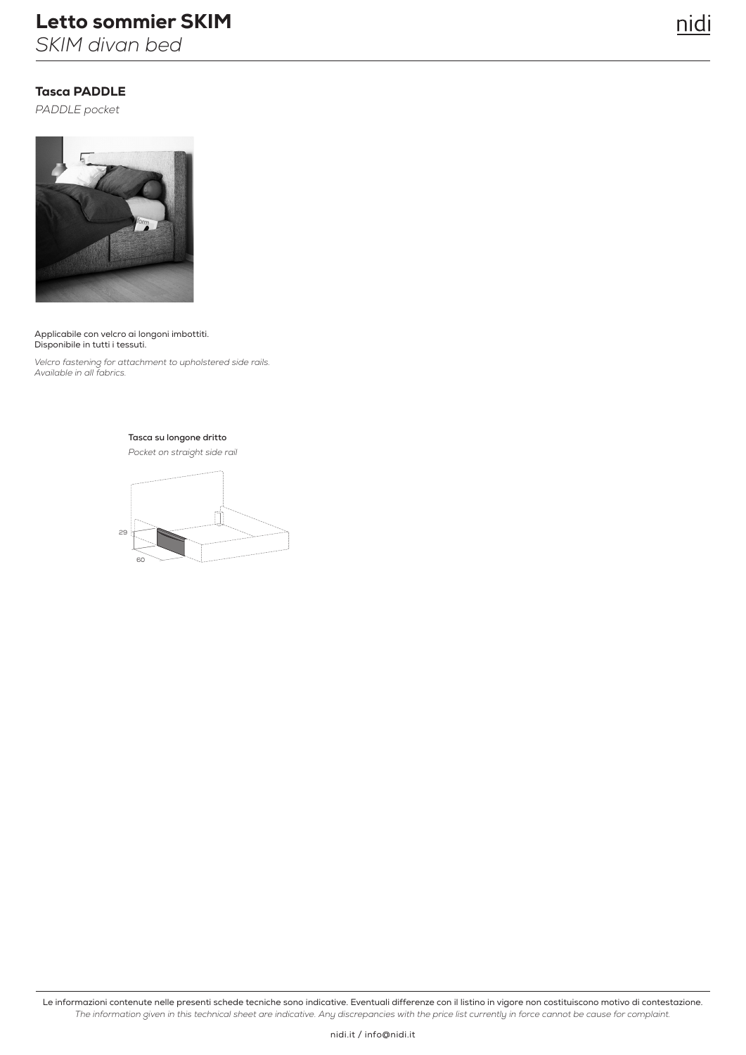## Tasca PADDLE

*PADDLE pocket*

Applicabile con velcro ai longoni imbottiti.
Disponibile in tutti i tessuti.

*Velcro fastening for attachment to upholstered side rails.*
*Available in all fabrics.*

**Tasca su longone dritto**

*Pocket on straight side rail*

29

60

Le informazioni contenute nelle presenti schede tecniche sono indicative. Eventuali differenze con il listino in vigore non costituiscono motivo di contestazione.
*The information given in this technical sheet are indicative. Any discrepancies with the price list currently in force cannot be cause for complaint.*

nidi.it / info@nidi.it